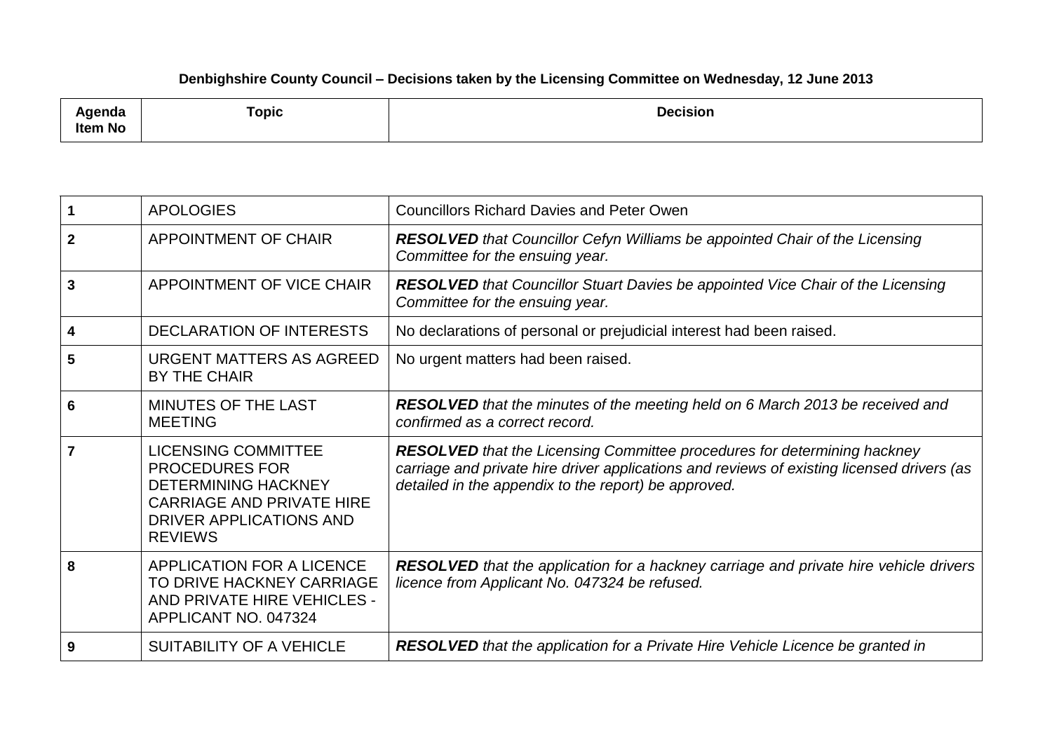**Denbighshire County Council – Decisions taken by the Licensing Committee on Wednesday, 12 June 2013**

| Agenda Item No | Topic | Decision |
|---|---|---|
| 1 | APOLOGIES | Councillors Richard Davies and Peter Owen |
| 2 | APPOINTMENT OF CHAIR | ***RESOLVED*** *that Councillor Cefyn Williams be appointed Chair of the Licensing Committee for the ensuing year.* |
| 3 | APPOINTMENT OF VICE CHAIR | ***RESOLVED*** *that Councillor Stuart Davies be appointed Vice Chair of the Licensing Committee for the ensuing year.* |
| 4 | DECLARATION OF INTERESTS | No declarations of personal or prejudicial interest had been raised. |
| 5 | URGENT MATTERS AS AGREED BY THE CHAIR | No urgent matters had been raised. |
| 6 | MINUTES OF THE LAST MEETING | ***RESOLVED*** *that the minutes of the meeting held on 6 March 2013 be received and confirmed as a correct record.* |
| 7 | LICENSING COMMITTEE PROCEDURES FOR DETERMINING HACKNEY CARRIAGE AND PRIVATE HIRE DRIVER APPLICATIONS AND REVIEWS | ***RESOLVED*** *that the Licensing Committee procedures for determining hackney carriage and private hire driver applications and reviews of existing licensed drivers (as detailed in the appendix to the report) be approved.* |
| 8 | APPLICATION FOR A LICENCE TO DRIVE HACKNEY CARRIAGE AND PRIVATE HIRE VEHICLES - APPLICANT NO. 047324 | ***RESOLVED*** *that the application for a hackney carriage and private hire vehicle drivers licence from Applicant No. 047324 be refused.* |
| 9 | SUITABILITY OF A VEHICLE | ***RESOLVED*** *that the application for a Private Hire Vehicle Licence be granted in* |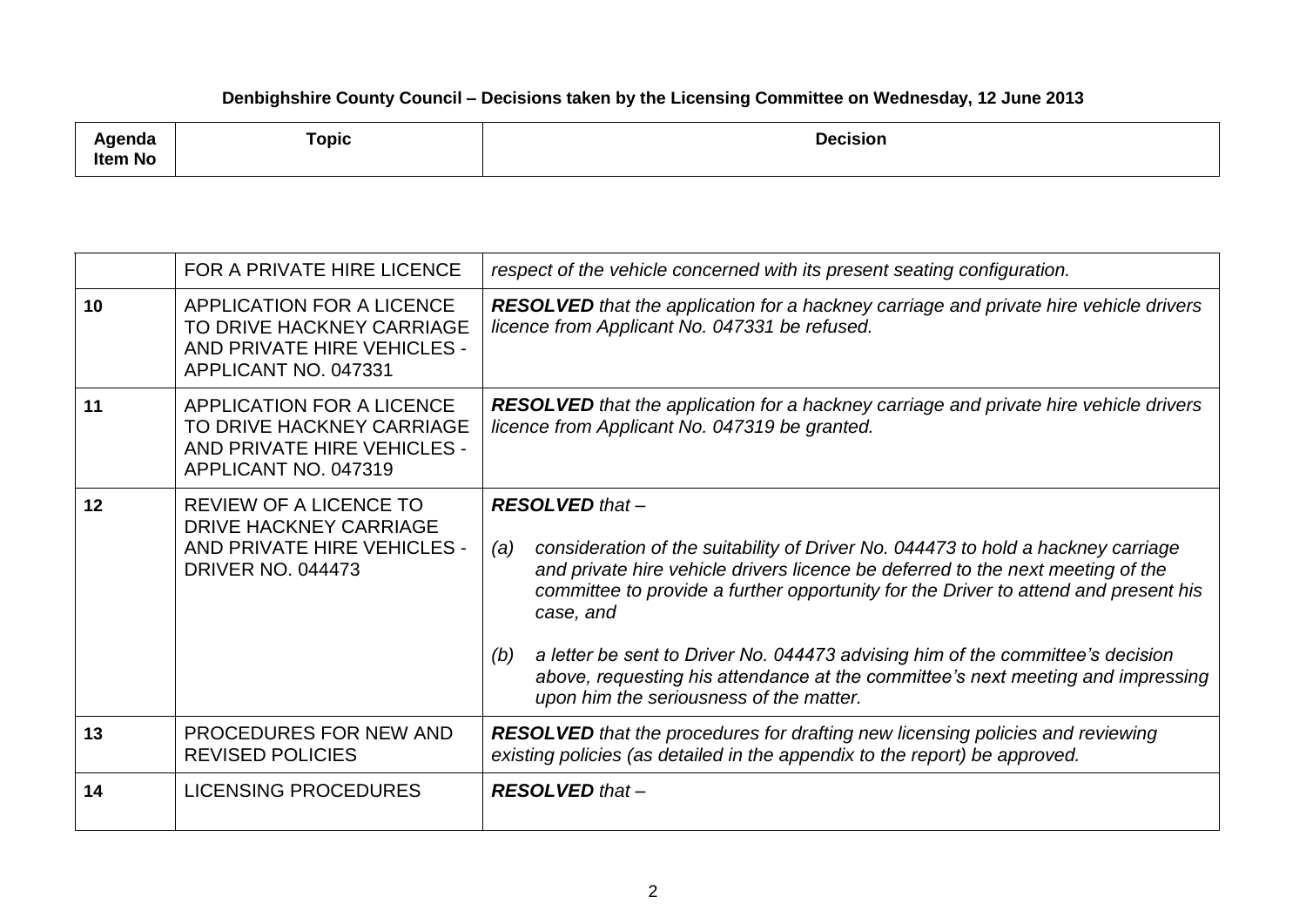**Denbighshire County Council – Decisions taken by the Licensing Committee on Wednesday, 12 June 2013**

| Agenda Item No | Topic | Decision |
|---|---|---|
| | FOR A PRIVATE HIRE LICENCE | *respect of the vehicle concerned with its present seating configuration.* |
| 10 | APPLICATION FOR A LICENCE TO DRIVE HACKNEY CARRIAGE AND PRIVATE HIRE VEHICLES - APPLICANT NO. 047331 | ***RESOLVED** that the application for a hackney carriage and private hire vehicle drivers licence from Applicant No. 047331 be refused.* |
| 11 | APPLICATION FOR A LICENCE TO DRIVE HACKNEY CARRIAGE AND PRIVATE HIRE VEHICLES - APPLICANT NO. 047319 | ***RESOLVED** that the application for a hackney carriage and private hire vehicle drivers licence from Applicant No. 047319 be granted.* |
| 12 | REVIEW OF A LICENCE TO DRIVE HACKNEY CARRIAGE AND PRIVATE HIRE VEHICLES - DRIVER NO. 044473 | ***RESOLVED** that –*<br><br>*(a) consideration of the suitability of Driver No. 044473 to hold a hackney carriage and private hire vehicle drivers licence be deferred to the next meeting of the committee to provide a further opportunity for the Driver to attend and present his case, and*<br><br>*(b) a letter be sent to Driver No. 044473 advising him of the committee's decision above, requesting his attendance at the committee's next meeting and impressing upon him the seriousness of the matter.* |
| 13 | PROCEDURES FOR NEW AND REVISED POLICIES | ***RESOLVED** that the procedures for drafting new licensing policies and reviewing existing policies (as detailed in the appendix to the report) be approved.* |
| 14 | LICENSING PROCEDURES | ***RESOLVED** that –* |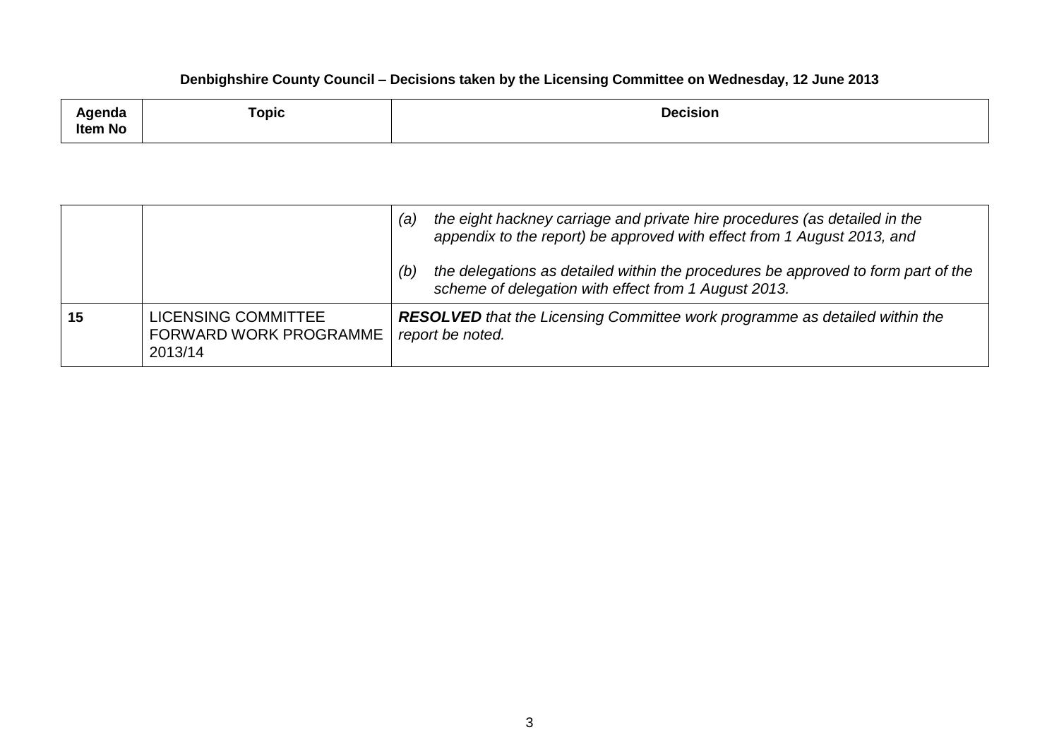**Denbighshire County Council – Decisions taken by the Licensing Committee on Wednesday, 12 June 2013**

| Agenda Item No | Topic | Decision |
|---|---|---|
| | | *(a) the eight hackney carriage and private hire procedures (as detailed in the appendix to the report) be approved with effect from 1 August 2013, and*<br><br>*(b) the delegations as detailed within the procedures be approved to form part of the scheme of delegation with effect from 1 August 2013.* |
| **15** | LICENSING COMMITTEE FORWARD WORK PROGRAMME 2013/14 | ***RESOLVED*** *that the Licensing Committee work programme as detailed within the report be noted.* |